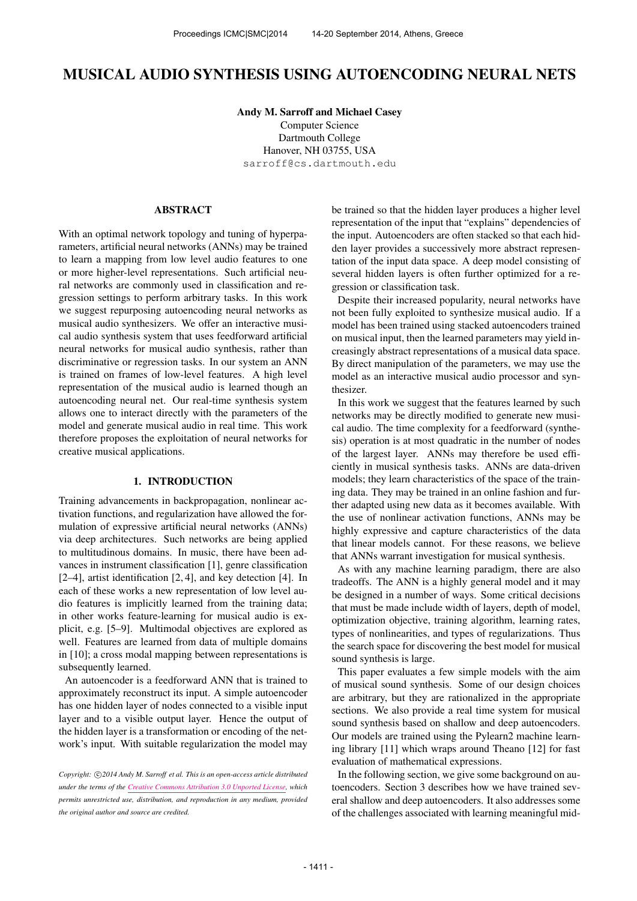# MUSICAL AUDIO SYNTHESIS USING AUTOENCODING NEURAL NETS

**Andy M. Sarroff and Michael Casey**
Computer Science
Dartmouth College
Hanover, NH 03755, USA
sarroff@cs.dartmouth.edu

## ABSTRACT

With an optimal network topology and tuning of hyperparameters, artificial neural networks (ANNs) may be trained to learn a mapping from low level audio features to one or more higher-level representations. Such artificial neural networks are commonly used in classification and regression settings to perform arbitrary tasks. In this work we suggest repurposing autoencoding neural networks as musical audio synthesizers. We offer an interactive musical audio synthesis system that uses feedforward artificial neural networks for musical audio synthesis, rather than discriminative or regression tasks. In our system an ANN is trained on frames of low-level features. A high level representation of the musical audio is learned though an autoencoding neural net. Our real-time synthesis system allows one to interact directly with the parameters of the model and generate musical audio in real time. This work therefore proposes the exploitation of neural networks for creative musical applications.

## 1. INTRODUCTION

Training advancements in backpropagation, nonlinear activation functions, and regularization have allowed the formulation of expressive artificial neural networks (ANNs) via deep architectures. Such networks are being applied to multitudinous domains. In music, there have been advances in instrument classification [1], genre classification [2–4], artist identification [2, 4], and key detection [4]. In each of these works a new representation of low level audio features is implicitly learned from the training data; in other works feature-learning for musical audio is explicit, e.g. [5–9]. Multimodal objectives are explored as well. Features are learned from data of multiple domains in [10]; a cross modal mapping between representations is subsequently learned.

An autoencoder is a feedforward ANN that is trained to approximately reconstruct its input. A simple autoencoder has one hidden layer of nodes connected to a visible input layer and to a visible output layer. Hence the output of the hidden layer is a transformation or encoding of the network's input. With suitable regularization the model may be trained so that the hidden layer produces a higher level representation of the input that "explains" dependencies of the input. Autoencoders are often stacked so that each hidden layer provides a successively more abstract representation of the input data space. A deep model consisting of several hidden layers is often further optimized for a regression or classification task.

Despite their increased popularity, neural networks have not been fully exploited to synthesize musical audio. If a model has been trained using stacked autoencoders trained on musical input, then the learned parameters may yield increasingly abstract representations of a musical data space. By direct manipulation of the parameters, we may use the model as an interactive musical audio processor and synthesizer.

In this work we suggest that the features learned by such networks may be directly modified to generate new musical audio. The time complexity for a feedforward (synthesis) operation is at most quadratic in the number of nodes of the largest layer. ANNs may therefore be used efficiently in musical synthesis tasks. ANNs are data-driven models; they learn characteristics of the space of the training data. They may be trained in an online fashion and further adapted using new data as it becomes available. With the use of nonlinear activation functions, ANNs may be highly expressive and capture characteristics of the data that linear models cannot. For these reasons, we believe that ANNs warrant investigation for musical synthesis.

As with any machine learning paradigm, there are also tradeoffs. The ANN is a highly general model and it may be designed in a number of ways. Some critical decisions that must be made include width of layers, depth of model, optimization objective, training algorithm, learning rates, types of nonlinearities, and types of regularizations. Thus the search space for discovering the best model for musical sound synthesis is large.

This paper evaluates a few simple models with the aim of musical sound synthesis. Some of our design choices are arbitrary, but they are rationalized in the appropriate sections. We also provide a real time system for musical sound synthesis based on shallow and deep autoencoders. Our models are trained using the Pylearn2 machine learning library [11] which wraps around Theano [12] for fast evaluation of mathematical expressions.

In the following section, we give some background on autoencoders. Section 3 describes how we have trained several shallow and deep autoencoders. It also addresses some of the challenges associated with learning meaningful mid-

*Copyright: ©2014 Andy M. Sarroff et al. This is an open-access article distributed under the terms of the Creative Commons Attribution 3.0 Unported License, which permits unrestricted use, distribution, and reproduction in any medium, provided the original author and source are credited.*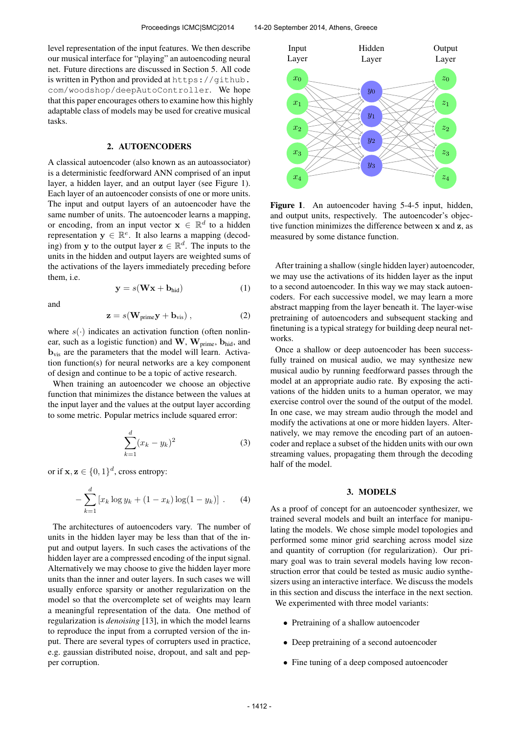level representation of the input features. We then describe our musical interface for "playing" an autoencoding neural net. Future directions are discussed in Section 5. All code is written in Python and provided at https://github.com/woodshop/deepAutoController. We hope that this paper encourages others to examine how this highly adaptable class of models may be used for creative musical tasks.

## 2. AUTOENCODERS

A classical autoencoder (also known as an autoassociator) is a deterministic feedforward ANN comprised of an input layer, a hidden layer, and an output layer (see Figure 1). Each layer of an autoencoder consists of one or more units. The input and output layers of an autoencoder have the same number of units. The autoencoder learns a mapping, or encoding, from an input vector $\mathbf{x} \in \mathbb{R}^d$ to a hidden representation $\mathbf{y} \in \mathbb{R}^e$. It also learns a mapping (decoding) from $\mathbf{y}$ to the output layer $\mathbf{z} \in \mathbb{R}^d$. The inputs to the units in the hidden and output layers are weighted sums of the activations of the layers immediately preceding before them, i.e.

$$\mathbf{y} = s(\mathbf{W}\mathbf{x} + \mathbf{b}_{\text{hid}}) \tag{1}$$

and

$$\mathbf{z} = s(\mathbf{W}_{\text{prime}}\mathbf{y} + \mathbf{b}_{\text{vis}}) \ , \tag{2}$$

where $s(\cdot)$ indicates an activation function (often nonlinear, such as a logistic function) and $\mathbf{W}$, $\mathbf{W}_{\text{prime}}$, $\mathbf{b}_{\text{hid}}$, and $\mathbf{b}_{\text{vis}}$ are the parameters that the model will learn. Activation function(s) for neural networks are a key component of design and continue to be a topic of active research.

When training an autoencoder we choose an objective function that minimizes the distance between the values at the input layer and the values at the output layer according to some metric. Popular metrics include squared error:

$$\sum_{k=1}^{d} (x_k - y_k)^2 \tag{3}$$

or if $\mathbf{x}, \mathbf{z} \in \{0, 1\}^d$, cross entropy:

$$-\sum_{k=1}^{d} [x_k \log y_k + (1 - x_k) \log(1 - y_k)] \ . \tag{4}$$

The architectures of autoencoders vary. The number of units in the hidden layer may be less than that of the input and output layers. In such cases the activations of the hidden layer are a compressed encoding of the input signal. Alternatively we may choose to give the hidden layer more units than the inner and outer layers. In such cases we will usually enforce sparsity or another regularization on the model so that the overcomplete set of weights may learn a meaningful representation of the data. One method of regularization is *denoising* [13], in which the model learns to reproduce the input from a corrupted version of the input. There are several types of corrupters used in practice, e.g. gaussian distributed noise, dropout, and salt and pepper corruption.

**Figure 1**. An autoencoder having 5-4-5 input, hidden, and output units, respectively. The autoencoder's objective function minimizes the difference between $\mathbf{x}$ and $\mathbf{z}$, as measured by some distance function.

After training a shallow (single hidden layer) autoencoder, we may use the activations of its hidden layer as the input to a second autoencoder. In this way we may stack autoencoders. For each successive model, we may learn a more abstract mapping from the layer beneath it. The layer-wise pretraining of autoencoders and subsequent stacking and finetuning is a typical strategy for building deep neural networks.

Once a shallow or deep autoencoder has been successfully trained on musical audio, we may synthesize new musical audio by running feedforward passes through the model at an appropriate audio rate. By exposing the activations of the hidden units to a human operator, we may exercise control over the sound of the output of the model. In one case, we may stream audio through the model and modify the activations at one or more hidden layers. Alternatively, we may remove the encoding part of an autoencoder and replace a subset of the hidden units with our own streaming values, propagating them through the decoding half of the model.

## 3. MODELS

As a proof of concept for an autoencoder synthesizer, we trained several models and built an interface for manipulating the models. We chose simple model topologies and performed some minor grid searching across model size and quantity of corruption (for regularization). Our primary goal was to train several models having low reconstruction error that could be tested as music audio synthesizers using an interactive interface. We discuss the models in this section and discuss the interface in the next section.

We experimented with three model variants:

- Pretraining of a shallow autoencoder
- Deep pretraining of a second autoencoder
- Fine tuning of a deep composed autoencoder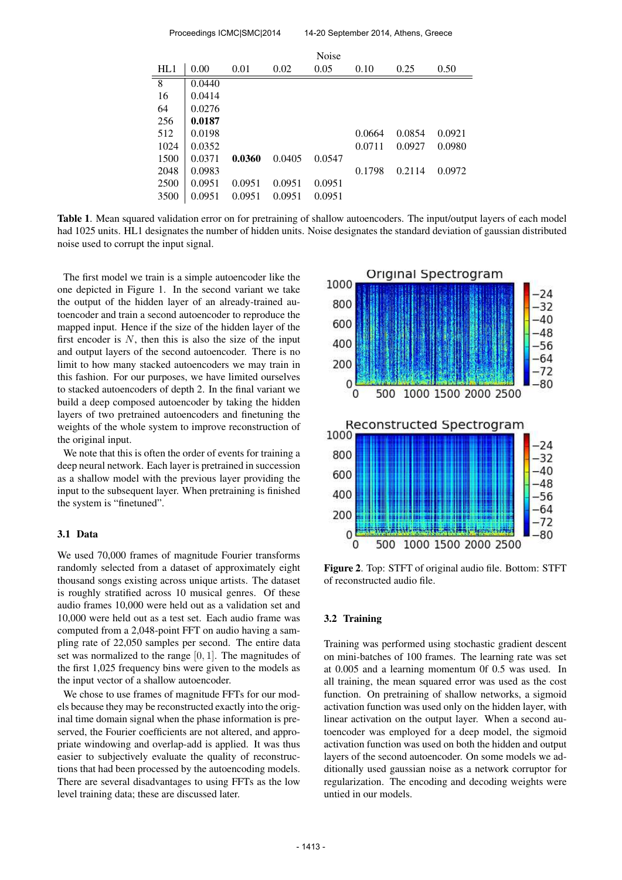| | Noise | | | | | | |
|---|---|---|---|---|---|---|---|
| HL1 | 0.00 | 0.01 | 0.02 | 0.05 | 0.10 | 0.25 | 0.50 |
| 8 | 0.0440 | | | | | | |
| 16 | 0.0414 | | | | | | |
| 64 | 0.0276 | | | | | | |
| 256 | **0.0187** | | | | | | |
| 512 | 0.0198 | | | | 0.0664 | 0.0854 | 0.0921 |
| 1024 | 0.0352 | | | | 0.0711 | 0.0927 | 0.0980 |
| 1500 | 0.0371 | **0.0360** | 0.0405 | 0.0547 | | | |
| 2048 | 0.0983 | | | | 0.1798 | 0.2114 | 0.0972 |
| 2500 | 0.0951 | 0.0951 | 0.0951 | 0.0951 | | | |
| 3500 | 0.0951 | 0.0951 | 0.0951 | 0.0951 | | | |

**Table 1**. Mean squared validation error on for pretraining of shallow autoencoders. The input/output layers of each model had 1025 units. HL1 designates the number of hidden units. Noise designates the standard deviation of gaussian distributed noise used to corrupt the input signal.

The first model we train is a simple autoencoder like the one depicted in Figure 1. In the second variant we take the output of the hidden layer of an already-trained autoencoder and train a second autoencoder to reproduce the mapped input. Hence if the size of the hidden layer of the first encoder is $N$, then this is also the size of the input and output layers of the second autoencoder. There is no limit to how many stacked autoencoders we may train in this fashion. For our purposes, we have limited ourselves to stacked autoencoders of depth 2. In the final variant we build a deep composed autoencoder by taking the hidden layers of two pretrained autoencoders and finetuning the weights of the whole system to improve reconstruction of the original input.

We note that this is often the order of events for training a deep neural network. Each layer is pretrained in succession as a shallow model with the previous layer providing the input to the subsequent layer. When pretraining is finished the system is "finetuned".

### 3.1 Data

We used 70,000 frames of magnitude Fourier transforms randomly selected from a dataset of approximately eight thousand songs existing across unique artists. The dataset is roughly stratified across 10 musical genres. Of these audio frames 10,000 were held out as a validation set and 10,000 were held out as a test set. Each audio frame was computed from a 2,048-point FFT on audio having a sampling rate of 22,050 samples per second. The entire data set was normalized to the range $[0, 1]$. The magnitudes of the first 1,025 frequency bins were given to the models as the input vector of a shallow autoencoder.

We chose to use frames of magnitude FFTs for our models because they may be reconstructed exactly into the original time domain signal when the phase information is preserved, the Fourier coefficients are not altered, and appropriate windowing and overlap-add is applied. It was thus easier to subjectively evaluate the quality of reconstructions that had been processed by the autoencoding models. There are several disadvantages to using FFTs as the low level training data; these are discussed later.

**Figure 2**. Top: STFT of original audio file. Bottom: STFT of reconstructed audio file.

### 3.2 Training

Training was performed using stochastic gradient descent on mini-batches of 100 frames. The learning rate was set at 0.005 and a learning momentum 0f 0.5 was used. In all training, the mean squared error was used as the cost function. On pretraining of shallow networks, a sigmoid activation function was used only on the hidden layer, with linear activation on the output layer. When a second autoencoder was employed for a deep model, the sigmoid activation function was used on both the hidden and output layers of the second autoencoder. On some models we additionally used gaussian noise as a network corruptor for regularization. The encoding and decoding weights were untied in our models.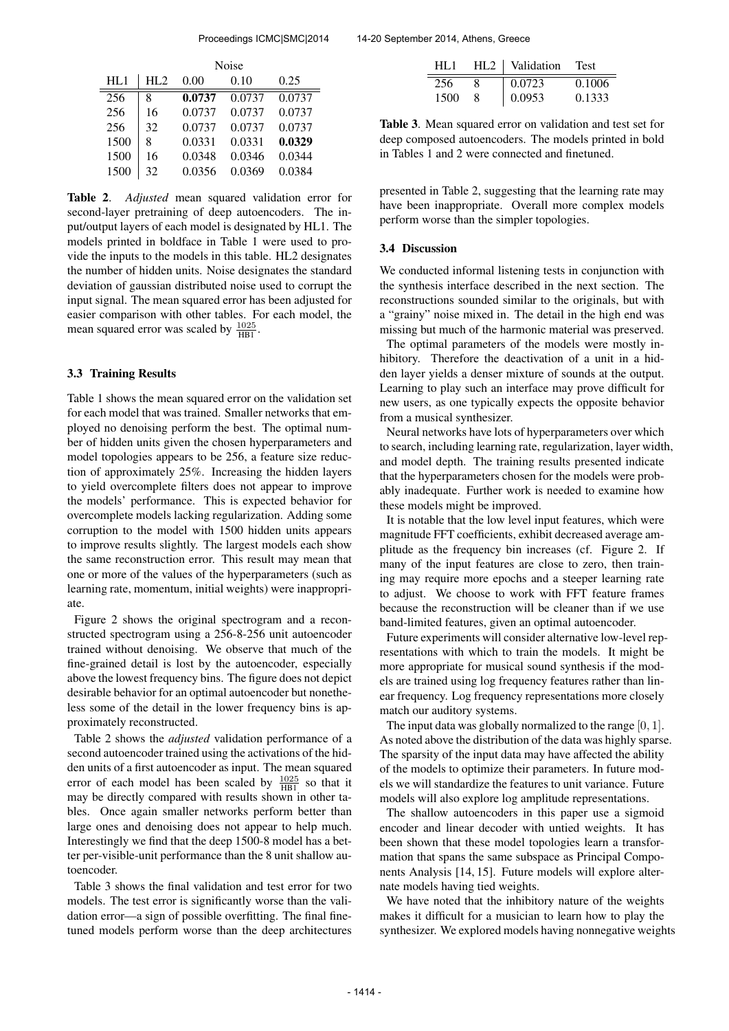| HL1 | HL2 | Noise 0.00 | Noise 0.10 | Noise 0.25 |
|---|---|---|---|---|
| 256 | 8 | **0.0737** | 0.0737 | 0.0737 |
| 256 | 16 | 0.0737 | 0.0737 | 0.0737 |
| 256 | 32 | 0.0737 | 0.0737 | 0.0737 |
| 1500 | 8 | 0.0331 | 0.0331 | **0.0329** |
| 1500 | 16 | 0.0348 | 0.0346 | 0.0344 |
| 1500 | 32 | 0.0356 | 0.0369 | 0.0384 |

**Table 2**. *Adjusted* mean squared validation error for second-layer pretraining of deep autoencoders. The input/output layers of each model is designated by HL1. The models printed in boldface in Table 1 were used to provide the inputs to the models in this table. HL2 designates the number of hidden units. Noise designates the standard deviation of gaussian distributed noise used to corrupt the input signal. The mean squared error has been adjusted for easier comparison with other tables. For each model, the mean squared error was scaled by $\frac{1025}{\text{HB1}}$.

### 3.3 Training Results

Table 1 shows the mean squared error on the validation set for each model that was trained. Smaller networks that employed no denoising perform the best. The optimal number of hidden units given the chosen hyperparameters and model topologies appears to be 256, a feature size reduction of approximately 25%. Increasing the hidden layers to yield overcomplete filters does not appear to improve the models' performance. This is expected behavior for overcomplete models lacking regularization. Adding some corruption to the model with 1500 hidden units appears to improve results slightly. The largest models each show the same reconstruction error. This result may mean that one or more of the values of the hyperparameters (such as learning rate, momentum, initial weights) were inappropriate.

Figure 2 shows the original spectrogram and a reconstructed spectrogram using a 256-8-256 unit autoencoder trained without denoising. We observe that much of the fine-grained detail is lost by the autoencoder, especially above the lowest frequency bins. The figure does not depict desirable behavior for an optimal autoencoder but nonetheless some of the detail in the lower frequency bins is approximately reconstructed.

Table 2 shows the *adjusted* validation performance of a second autoencoder trained using the activations of the hidden units of a first autoencoder as input. The mean squared error of each model has been scaled by $\frac{1025}{\text{HB1}}$ so that it may be directly compared with results shown in other tables. Once again smaller networks perform better than large ones and denoising does not appear to help much. Interestingly we find that the deep 1500-8 model has a better per-visible-unit performance than the 8 unit shallow autoencoder.

Table 3 shows the final validation and test error for two models. The test error is significantly worse than the validation error—a sign of possible overfitting. The final finetuned models perform worse than the deep architectures presented in Table 2, suggesting that the learning rate may have been inappropriate. Overall more complex models perform worse than the simpler topologies.

| HL1 | HL2 | Validation | Test |
|---|---|---|---|
| 256 | 8 | 0.0723 | 0.1006 |
| 1500 | 8 | 0.0953 | 0.1333 |

**Table 3**. Mean squared error on validation and test set for deep composed autoencoders. The models printed in bold in Tables 1 and 2 were connected and finetuned.

### 3.4 Discussion

We conducted informal listening tests in conjunction with the synthesis interface described in the next section. The reconstructions sounded similar to the originals, but with a "grainy" noise mixed in. The detail in the high end was missing but much of the harmonic material was preserved.

The optimal parameters of the models were mostly inhibitory. Therefore the deactivation of a unit in a hidden layer yields a denser mixture of sounds at the output. Learning to play such an interface may prove difficult for new users, as one typically expects the opposite behavior from a musical synthesizer.

Neural networks have lots of hyperparameters over which to search, including learning rate, regularization, layer width, and model depth. The training results presented indicate that the hyperparameters chosen for the models were probably inadequate. Further work is needed to examine how these models might be improved.

It is notable that the low level input features, which were magnitude FFT coefficients, exhibit decreased average amplitude as the frequency bin increases (cf. Figure 2. If many of the input features are close to zero, then training may require more epochs and a steeper learning rate to adjust. We choose to work with FFT feature frames because the reconstruction will be cleaner than if we use band-limited features, given an optimal autoencoder.

Future experiments will consider alternative low-level representations with which to train the models. It might be more appropriate for musical sound synthesis if the models are trained using log frequency features rather than linear frequency. Log frequency representations more closely match our auditory systems.

The input data was globally normalized to the range $[0, 1]$. As noted above the distribution of the data was highly sparse. The sparsity of the input data may have affected the ability of the models to optimize their parameters. In future models we will standardize the features to unit variance. Future models will also explore log amplitude representations.

The shallow autoencoders in this paper use a sigmoid encoder and linear decoder with untied weights. It has been shown that these model topologies learn a transformation that spans the same subspace as Principal Components Analysis [14, 15]. Future models will explore alternate models having tied weights.

We have noted that the inhibitory nature of the weights makes it difficult for a musician to learn how to play the synthesizer. We explored models having nonnegative weights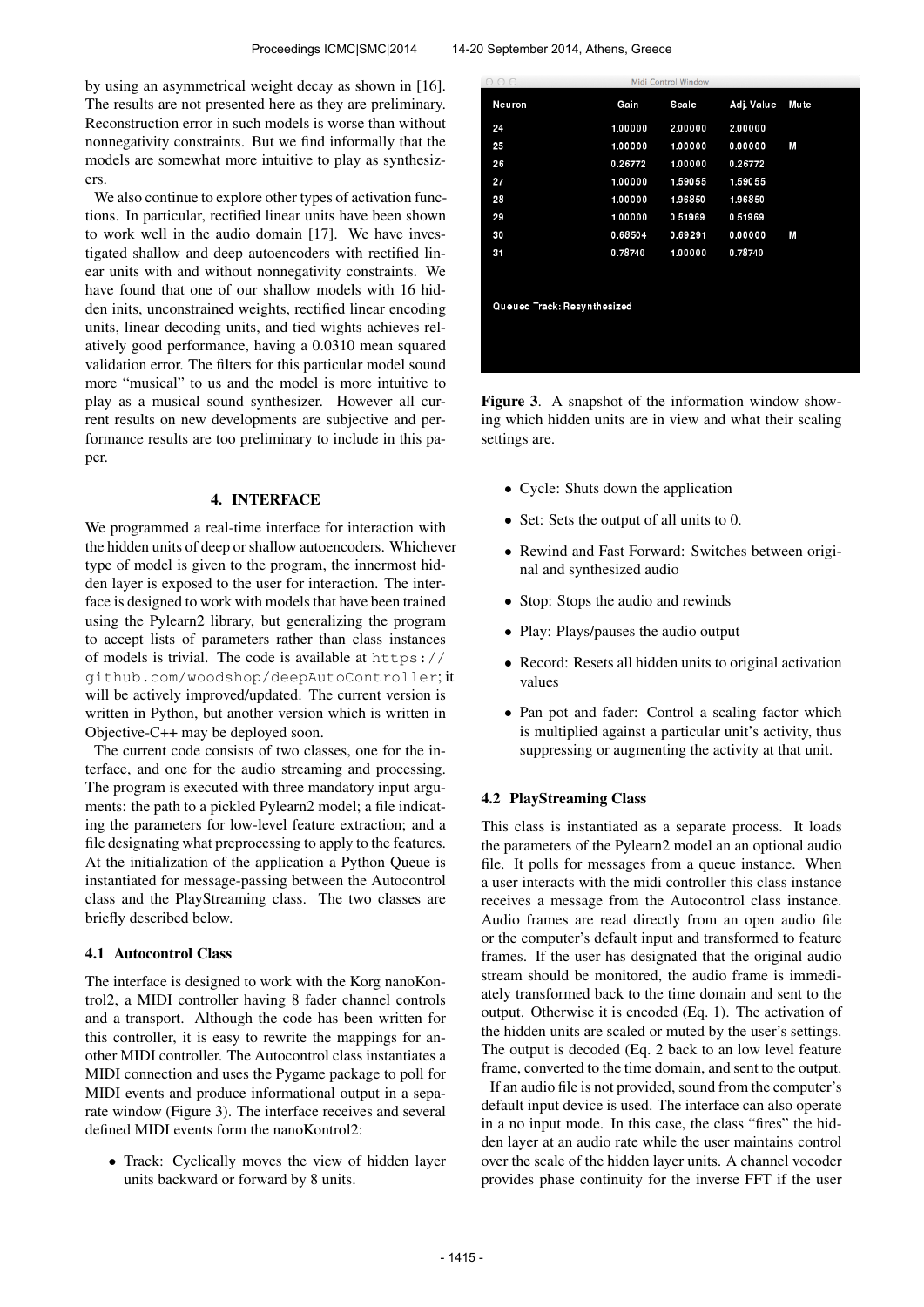by using an asymmetrical weight decay as shown in [16]. The results are not presented here as they are preliminary. Reconstruction error in such models is worse than without nonnegativity constraints. But we find informally that the models are somewhat more intuitive to play as synthesizers.

We also continue to explore other types of activation functions. In particular, rectified linear units have been shown to work well in the audio domain [17]. We have investigated shallow and deep autoencoders with rectified linear units with and without nonnegativity constraints. We have found that one of our shallow models with 16 hidden inits, unconstrained weights, rectified linear encoding units, linear decoding units, and tied wights achieves relatively good performance, having a 0.0310 mean squared validation error. The filters for this particular model sound more "musical" to us and the model is more intuitive to play as a musical sound synthesizer. However all current results on new developments are subjective and performance results are too preliminary to include in this paper.

## 4. INTERFACE

We programmed a real-time interface for interaction with the hidden units of deep or shallow autoencoders. Whichever type of model is given to the program, the innermost hidden layer is exposed to the user for interaction. The interface is designed to work with models that have been trained using the Pylearn2 library, but generalizing the program to accept lists of parameters rather than class instances of models is trivial. The code is available at https://github.com/woodshop/deepAutoController; it will be actively improved/updated. The current version is written in Python, but another version which is written in Objective-C++ may be deployed soon.

The current code consists of two classes, one for the interface, and one for the audio streaming and processing. The program is executed with three mandatory input arguments: the path to a pickled Pylearn2 model; a file indicating the parameters for low-level feature extraction; and a file designating what preprocessing to apply to the features. At the initialization of the application a Python Queue is instantiated for message-passing between the Autocontrol class and the PlayStreaming class. The two classes are briefly described below.

### 4.1 Autocontrol Class

The interface is designed to work with the Korg nanoKontrol2, a MIDI controller having 8 fader channel controls and a transport. Although the code has been written for this controller, it is easy to rewrite the mappings for another MIDI controller. The Autocontrol class instantiates a MIDI connection and uses the Pygame package to poll for MIDI events and produce informational output in a separate window (Figure 3). The interface receives and several defined MIDI events form the nanoKontrol2:

- Track: Cyclically moves the view of hidden layer units backward or forward by 8 units.

Midi Control Window

| Neuron | Gain | Scale | Adj. Value | Mute |
|---|---|---|---|---|
| 24 | 1.00000 | 2.00000 | 2.00000 | |
| 25 | 1.00000 | 1.00000 | 0.00000 | M |
| 26 | 0.26772 | 1.00000 | 0.26772 | |
| 27 | 1.00000 | 1.59055 | 1.59055 | |
| 28 | 1.00000 | 1.96850 | 1.96850 | |
| 29 | 1.00000 | 0.51969 | 0.51969 | |
| 30 | 0.68504 | 0.69291 | 0.00000 | M |
| 31 | 0.78740 | 1.00000 | 0.78740 | |

Queued Track: Resynthesized

**Figure 3**. A snapshot of the information window showing which hidden units are in view and what their scaling settings are.

- Cycle: Shuts down the application
- Set: Sets the output of all units to 0.
- Rewind and Fast Forward: Switches between original and synthesized audio
- Stop: Stops the audio and rewinds
- Play: Plays/pauses the audio output
- Record: Resets all hidden units to original activation values
- Pan pot and fader: Control a scaling factor which is multiplied against a particular unit's activity, thus suppressing or augmenting the activity at that unit.

### 4.2 PlayStreaming Class

This class is instantiated as a separate process. It loads the parameters of the Pylearn2 model an an optional audio file. It polls for messages from a queue instance. When a user interacts with the midi controller this class instance receives a message from the Autocontrol class instance. Audio frames are read directly from an open audio file or the computer's default input and transformed to feature frames. If the user has designated that the original audio stream should be monitored, the audio frame is immediately transformed back to the time domain and sent to the output. Otherwise it is encoded (Eq. 1). The activation of the hidden units are scaled or muted by the user's settings. The output is decoded (Eq. 2 back to an low level feature frame, converted to the time domain, and sent to the output.

If an audio file is not provided, sound from the computer's default input device is used. The interface can also operate in a no input mode. In this case, the class "fires" the hidden layer at an audio rate while the user maintains control over the scale of the hidden layer units. A channel vocoder provides phase continuity for the inverse FFT if the user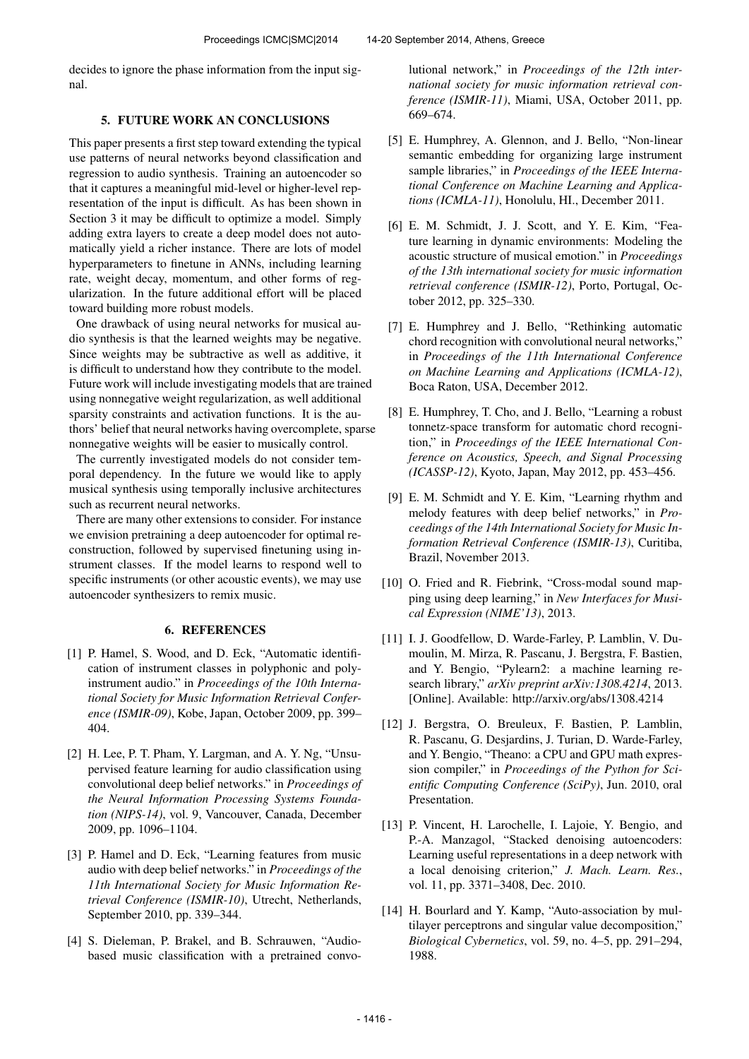decides to ignore the phase information from the input signal.

## 5. FUTURE WORK AN CONCLUSIONS

This paper presents a first step toward extending the typical use patterns of neural networks beyond classification and regression to audio synthesis. Training an autoencoder so that it captures a meaningful mid-level or higher-level representation of the input is difficult. As has been shown in Section 3 it may be difficult to optimize a model. Simply adding extra layers to create a deep model does not automatically yield a richer instance. There are lots of model hyperparameters to finetune in ANNs, including learning rate, weight decay, momentum, and other forms of regularization. In the future additional effort will be placed toward building more robust models.

One drawback of using neural networks for musical audio synthesis is that the learned weights may be negative. Since weights may be subtractive as well as additive, it is difficult to understand how they contribute to the model. Future work will include investigating models that are trained using nonnegative weight regularization, as well additional sparsity constraints and activation functions. It is the authors' belief that neural networks having overcomplete, sparse nonnegative weights will be easier to musically control.

The currently investigated models do not consider temporal dependency. In the future we would like to apply musical synthesis using temporally inclusive architectures such as recurrent neural networks.

There are many other extensions to consider. For instance we envision pretraining a deep autoencoder for optimal reconstruction, followed by supervised finetuning using instrument classes. If the model learns to respond well to specific instruments (or other acoustic events), we may use autoencoder synthesizers to remix music.

## 6. REFERENCES

[1] P. Hamel, S. Wood, and D. Eck, "Automatic identification of instrument classes in polyphonic and polyinstrument audio." in *Proceedings of the 10th International Society for Music Information Retrieval Conference (ISMIR-09)*, Kobe, Japan, October 2009, pp. 399–404.

[2] H. Lee, P. T. Pham, Y. Largman, and A. Y. Ng, "Unsupervised feature learning for audio classification using convolutional deep belief networks." in *Proceedings of the Neural Information Processing Systems Foundation (NIPS-14)*, vol. 9, Vancouver, Canada, December 2009, pp. 1096–1104.

[3] P. Hamel and D. Eck, "Learning features from music audio with deep belief networks." in *Proceedings of the 11th International Society for Music Information Retrieval Conference (ISMIR-10)*, Utrecht, Netherlands, September 2010, pp. 339–344.

[4] S. Dieleman, P. Brakel, and B. Schrauwen, "Audio-based music classification with a pretrained convolutional network," in *Proceedings of the 12th international society for music information retrieval conference (ISMIR-11)*, Miami, USA, October 2011, pp. 669–674.

[5] E. Humphrey, A. Glennon, and J. Bello, "Non-linear semantic embedding for organizing large instrument sample libraries," in *Proceedings of the IEEE International Conference on Machine Learning and Applications (ICMLA-11)*, Honolulu, HI., December 2011.

[6] E. M. Schmidt, J. J. Scott, and Y. E. Kim, "Feature learning in dynamic environments: Modeling the acoustic structure of musical emotion." in *Proceedings of the 13th international society for music information retrieval conference (ISMIR-12)*, Porto, Portugal, October 2012, pp. 325–330.

[7] E. Humphrey and J. Bello, "Rethinking automatic chord recognition with convolutional neural networks," in *Proceedings of the 11th International Conference on Machine Learning and Applications (ICMLA-12)*, Boca Raton, USA, December 2012.

[8] E. Humphrey, T. Cho, and J. Bello, "Learning a robust tonnetz-space transform for automatic chord recognition," in *Proceedings of the IEEE International Conference on Acoustics, Speech, and Signal Processing (ICASSP-12)*, Kyoto, Japan, May 2012, pp. 453–456.

[9] E. M. Schmidt and Y. E. Kim, "Learning rhythm and melody features with deep belief networks," in *Proceedings of the 14th International Society for Music Information Retrieval Conference (ISMIR-13)*, Curitiba, Brazil, November 2013.

[10] O. Fried and R. Fiebrink, "Cross-modal sound mapping using deep learning," in *New Interfaces for Musical Expression (NIME'13)*, 2013.

[11] I. J. Goodfellow, D. Warde-Farley, P. Lamblin, V. Dumoulin, M. Mirza, R. Pascanu, J. Bergstra, F. Bastien, and Y. Bengio, "Pylearn2: a machine learning research library," *arXiv preprint arXiv:1308.4214*, 2013. [Online]. Available: http://arxiv.org/abs/1308.4214

[12] J. Bergstra, O. Breuleux, F. Bastien, P. Lamblin, R. Pascanu, G. Desjardins, J. Turian, D. Warde-Farley, and Y. Bengio, "Theano: a CPU and GPU math expression compiler," in *Proceedings of the Python for Scientific Computing Conference (SciPy)*, Jun. 2010, oral Presentation.

[13] P. Vincent, H. Larochelle, I. Lajoie, Y. Bengio, and P.-A. Manzagol, "Stacked denoising autoencoders: Learning useful representations in a deep network with a local denoising criterion," *J. Mach. Learn. Res.*, vol. 11, pp. 3371–3408, Dec. 2010.

[14] H. Bourlard and Y. Kamp, "Auto-association by multilayer perceptrons and singular value decomposition," *Biological Cybernetics*, vol. 59, no. 4–5, pp. 291–294, 1988.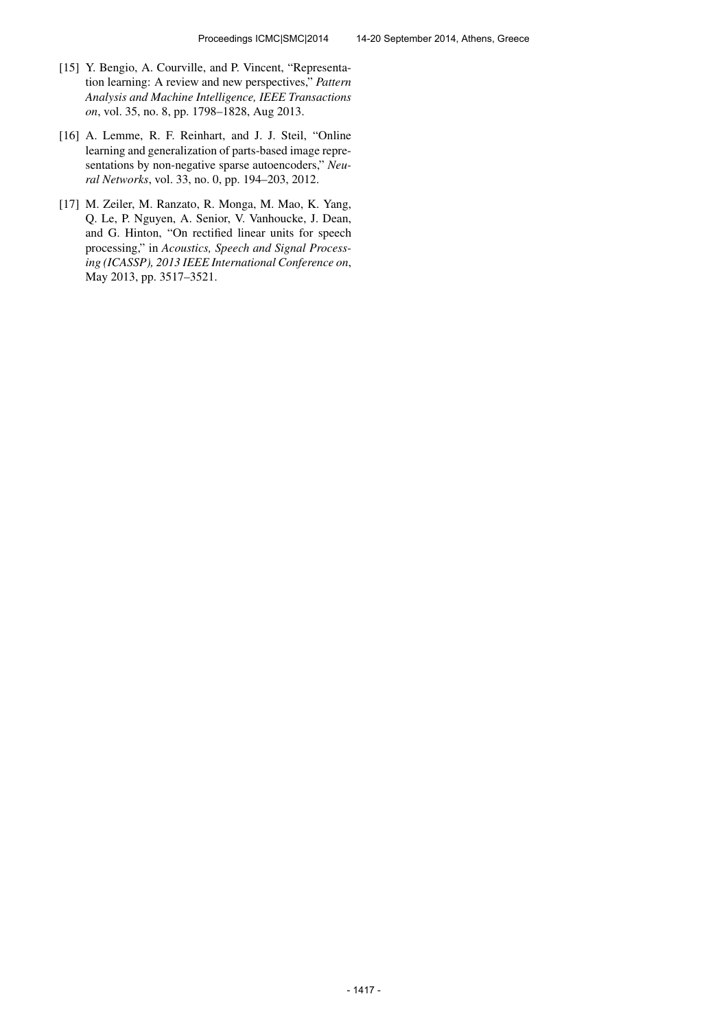[15] Y. Bengio, A. Courville, and P. Vincent, "Representation learning: A review and new perspectives," *Pattern Analysis and Machine Intelligence, IEEE Transactions on*, vol. 35, no. 8, pp. 1798–1828, Aug 2013.

[16] A. Lemme, R. F. Reinhart, and J. J. Steil, "Online learning and generalization of parts-based image representations by non-negative sparse autoencoders," *Neural Networks*, vol. 33, no. 0, pp. 194–203, 2012.

[17] M. Zeiler, M. Ranzato, R. Monga, M. Mao, K. Yang, Q. Le, P. Nguyen, A. Senior, V. Vanhoucke, J. Dean, and G. Hinton, "On rectified linear units for speech processing," in *Acoustics, Speech and Signal Processing (ICASSP), 2013 IEEE International Conference on*, May 2013, pp. 3517–3521.